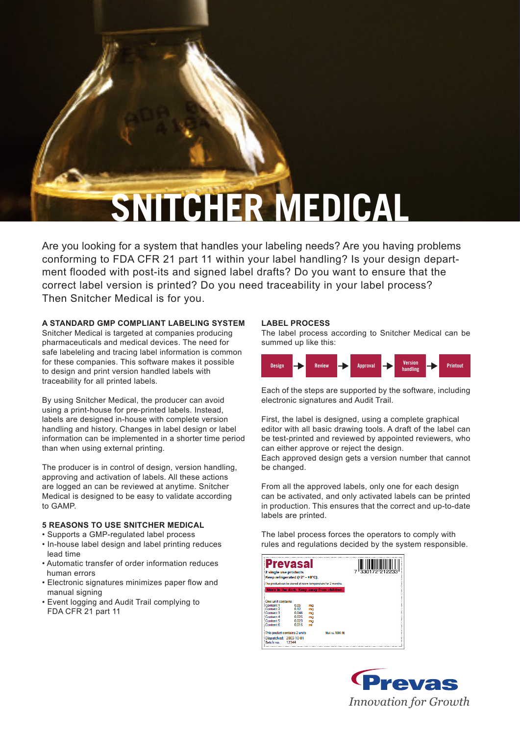# SNITCHER MEDICAL

Are you looking for a system that handles your labeling needs? Are you having problems conforming to FDA CFR 21 part 11 within your label handling? Is your design department flooded with post-its and signed label drafts? Do you want to ensure that the correct label version is printed? Do you need traceability in your label process? Then Snitcher Medical is for you.

### A STANDARD GMP COMPLIANT LABELING SYSTEM

Snitcher Medical is targeted at companies producing pharmaceuticals and medical devices. The need for safe labeleling and tracing label information is common for these companies. This software makes it possible to design and print version handled labels with traceability for all printed labels.

By using Snitcher Medical, the producer can avoid using a print-house for pre-printed labels. Instead, labels are designed in-house with complete version handling and history. Changes in label design or label information can be implemented in a shorter time period than when using external printing.

The producer is in control of design, version handling, approving and activation of labels. All these actions are logged an can be reviewed at anytime. Snitcher Medical is designed to be easy to validate according to GAMP.

### 5 REASONS TO USE SNITCHER MEDICAL

- Supports a GMP-regulated label process
- In-house label design and label printing reduces lead time
- Automatic transfer of order information reduces human errors
- Electronic signatures minimizes paper flow and manual signing
- Event logging and Audit Trail complying to FDA CFR 21 part 11

### LABEL PROCESS

The label process according to Snitcher Medical can be summed up like this:

Design → Review → Approval → Version handling → Printout

Each of the steps are supported by the software, including electronic signatures and Audit Trail.

First, the label is designed, using a complete graphical editor with all basic drawing tools. A draft of the label can be test-printed and reviewed by appointed reviewers, who can either approve or reject the design.
Each approved design gets a version number that cannot be changed.

From all the approved labels, only one for each design can be activated, and only activated labels can be printed in production. This ensures that the correct and up-to-date labels are printed.

The label process forces the operators to comply with rules and regulations decided by the system responsible.

**Prevasal**
2 single use products
Keep refrigerated (+2° - +8°C).
The product can be stored at room temperature for 2 months.
Store in the dark. Keep away from children.

7 330172 212233

One unit contains

| | | |
|---|---|---|
| Content 1 | 0.05 | mg |
| Content 2 | 0.12 | mg |
| Content 3 | 0.046 | mg |
| Content 4 | 0.025 | mg |
| Content 5 | 0.023 | mg |
| Content 6 | 0.016 | ml |

This packet contains 2 units — Mat no. 1001 (N)
Dispatched: 2003-10-01
Batch no. 12344

**Prevas**
*Innovation for Growth*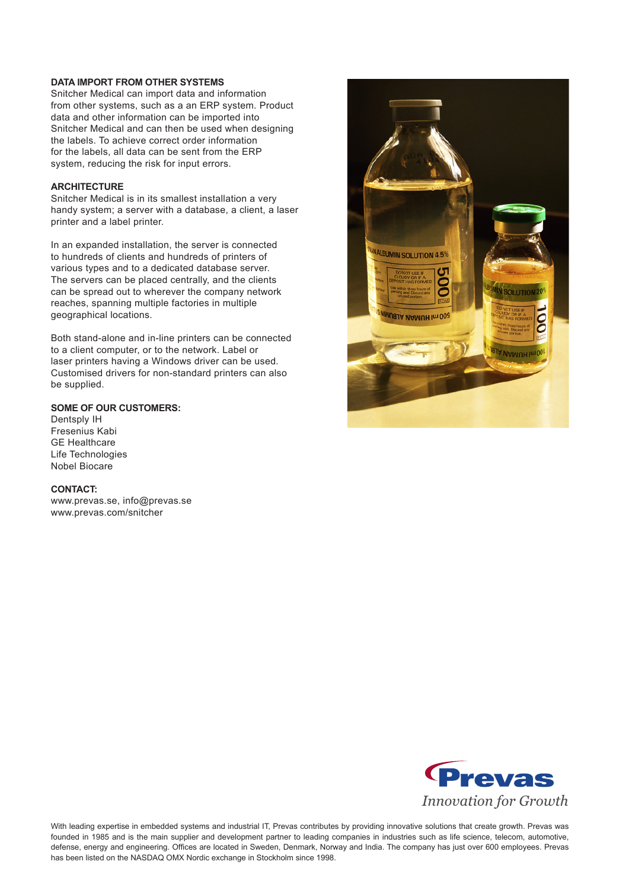## DATA IMPORT FROM OTHER SYSTEMS

Snitcher Medical can import data and information from other systems, such as a an ERP system. Product data and other information can be imported into Snitcher Medical and can then be used when designing the labels. To achieve correct order information for the labels, all data can be sent from the ERP system, reducing the risk for input errors.

## ARCHITECTURE

Snitcher Medical is in its smallest installation a very handy system; a server with a database, a client, a laser printer and a label printer.

In an expanded installation, the server is connected to hundreds of clients and hundreds of printers of various types and to a dedicated database server. The servers can be placed centrally, and the clients can be spread out to wherever the company network reaches, spanning multiple factories in multiple geographical locations.

Both stand-alone and in-line printers can be connected to a client computer, or to the network. Label or laser printers having a Windows driver can be used. Customised drivers for non-standard printers can also be supplied.

## SOME OF OUR CUSTOMERS:

Dentsply IH
Fresenius Kabi
GE Healthcare
Life Technologies
Nobel Biocare

## CONTACT:

www.prevas.se, info@prevas.se
www.prevas.com/snitcher

**Prevas**
*Innovation for Growth*

With leading expertise in embedded systems and industrial IT, Prevas contributes by providing innovative solutions that create growth. Prevas was founded in 1985 and is the main supplier and development partner to leading companies in industries such as life science, telecom, automotive, defense, energy and engineering. Offices are located in Sweden, Denmark, Norway and India. The company has just over 600 employees. Prevas has been listed on the NASDAQ OMX Nordic exchange in Stockholm since 1998.